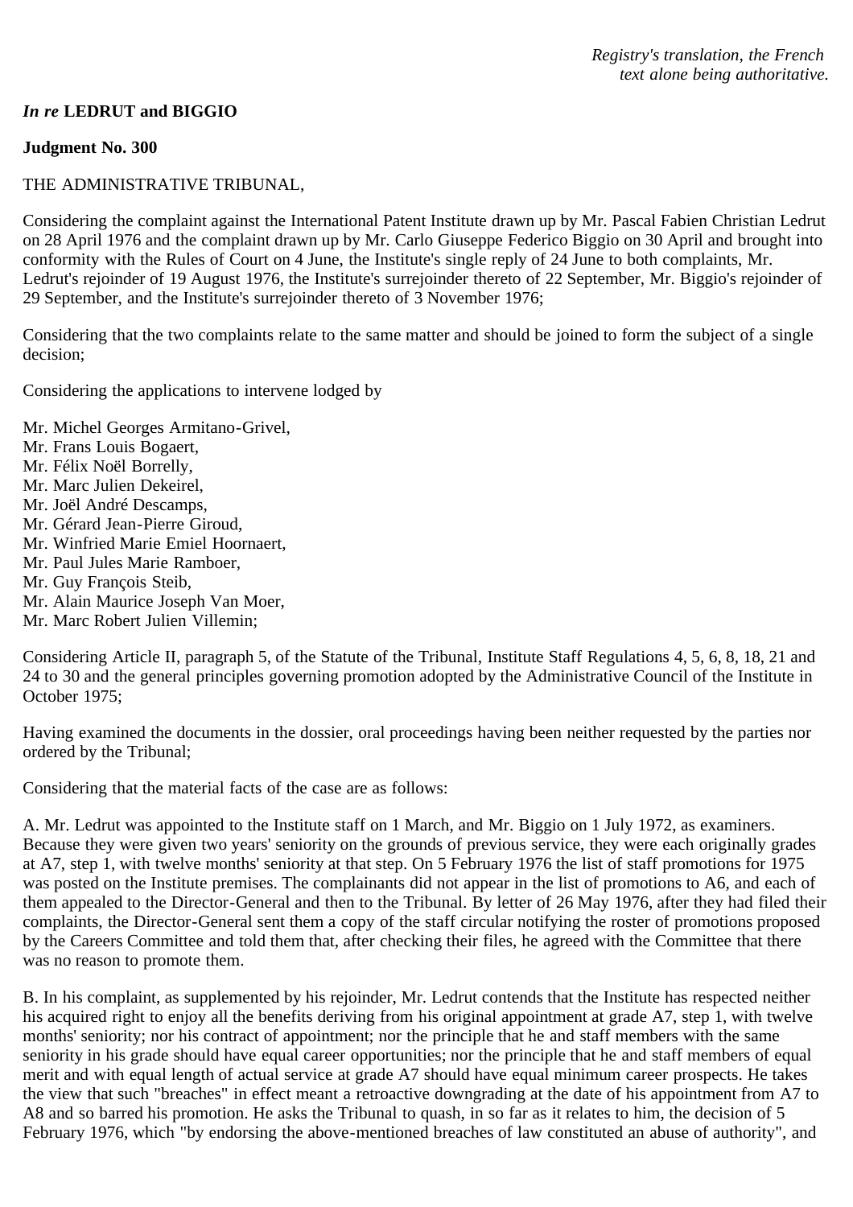*Registry's translation, the French text alone being authoritative.*

*In re* **LEDRUT and BIGGIO**

**Judgment No. 300**

THE ADMINISTRATIVE TRIBUNAL,

Considering the complaint against the International Patent Institute drawn up by Mr. Pascal Fabien Christian Ledrut on 28 April 1976 and the complaint drawn up by Mr. Carlo Giuseppe Federico Biggio on 30 April and brought into conformity with the Rules of Court on 4 June, the Institute's single reply of 24 June to both complaints, Mr. Ledrut's rejoinder of 19 August 1976, the Institute's surrejoinder thereto of 22 September, Mr. Biggio's rejoinder of 29 September, and the Institute's surrejoinder thereto of 3 November 1976;

Considering that the two complaints relate to the same matter and should be joined to form the subject of a single decision;

Considering the applications to intervene lodged by

Mr. Michel Georges Armitano-Grivel,
Mr. Frans Louis Bogaert,
Mr. Félix Noël Borrelly,
Mr. Marc Julien Dekeirel,
Mr. Joël André Descamps,
Mr. Gérard Jean-Pierre Giroud,
Mr. Winfried Marie Emiel Hoornaert,
Mr. Paul Jules Marie Ramboer,
Mr. Guy François Steib,
Mr. Alain Maurice Joseph Van Moer,
Mr. Marc Robert Julien Villemin;

Considering Article II, paragraph 5, of the Statute of the Tribunal, Institute Staff Regulations 4, 5, 6, 8, 18, 21 and 24 to 30 and the general principles governing promotion adopted by the Administrative Council of the Institute in October 1975;

Having examined the documents in the dossier, oral proceedings having been neither requested by the parties nor ordered by the Tribunal;

Considering that the material facts of the case are as follows:

A. Mr. Ledrut was appointed to the Institute staff on 1 March, and Mr. Biggio on 1 July 1972, as examiners. Because they were given two years' seniority on the grounds of previous service, they were each originally grades at A7, step 1, with twelve months' seniority at that step. On 5 February 1976 the list of staff promotions for 1975 was posted on the Institute premises. The complainants did not appear in the list of promotions to A6, and each of them appealed to the Director-General and then to the Tribunal. By letter of 26 May 1976, after they had filed their complaints, the Director-General sent them a copy of the staff circular notifying the roster of promotions proposed by the Careers Committee and told them that, after checking their files, he agreed with the Committee that there was no reason to promote them.

B. In his complaint, as supplemented by his rejoinder, Mr. Ledrut contends that the Institute has respected neither his acquired right to enjoy all the benefits deriving from his original appointment at grade A7, step 1, with twelve months' seniority; nor his contract of appointment; nor the principle that he and staff members with the same seniority in his grade should have equal career opportunities; nor the principle that he and staff members of equal merit and with equal length of actual service at grade A7 should have equal minimum career prospects. He takes the view that such "breaches" in effect meant a retroactive downgrading at the date of his appointment from A7 to A8 and so barred his promotion. He asks the Tribunal to quash, in so far as it relates to him, the decision of 5 February 1976, which "by endorsing the above-mentioned breaches of law constituted an abuse of authority", and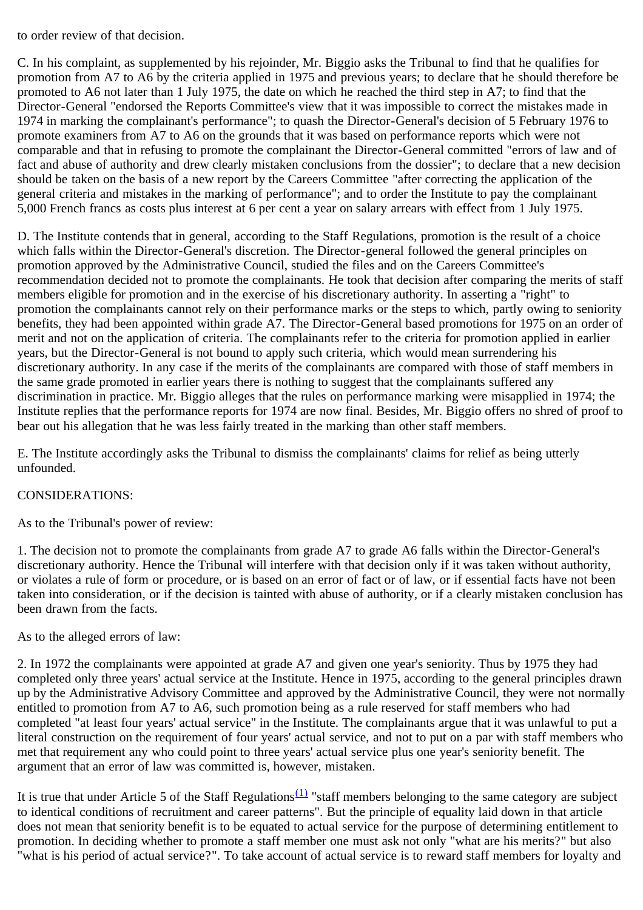to order review of that decision.

C. In his complaint, as supplemented by his rejoinder, Mr. Biggio asks the Tribunal to find that he qualifies for promotion from A7 to A6 by the criteria applied in 1975 and previous years; to declare that he should therefore be promoted to A6 not later than 1 July 1975, the date on which he reached the third step in A7; to find that the Director-General "endorsed the Reports Committee's view that it was impossible to correct the mistakes made in 1974 in marking the complainant's performance"; to quash the Director-General's decision of 5 February 1976 to promote examiners from A7 to A6 on the grounds that it was based on performance reports which were not comparable and that in refusing to promote the complainant the Director-General committed "errors of law and of fact and abuse of authority and drew clearly mistaken conclusions from the dossier"; to declare that a new decision should be taken on the basis of a new report by the Careers Committee "after correcting the application of the general criteria and mistakes in the marking of performance"; and to order the Institute to pay the complainant 5,000 French francs as costs plus interest at 6 per cent a year on salary arrears with effect from 1 July 1975.

D. The Institute contends that in general, according to the Staff Regulations, promotion is the result of a choice which falls within the Director-General's discretion. The Director-general followed the general principles on promotion approved by the Administrative Council, studied the files and on the Careers Committee's recommendation decided not to promote the complainants. He took that decision after comparing the merits of staff members eligible for promotion and in the exercise of his discretionary authority. In asserting a "right" to promotion the complainants cannot rely on their performance marks or the steps to which, partly owing to seniority benefits, they had been appointed within grade A7. The Director-General based promotions for 1975 on an order of merit and not on the application of criteria. The complainants refer to the criteria for promotion applied in earlier years, but the Director-General is not bound to apply such criteria, which would mean surrendering his discretionary authority. In any case if the merits of the complainants are compared with those of staff members in the same grade promoted in earlier years there is nothing to suggest that the complainants suffered any discrimination in practice. Mr. Biggio alleges that the rules on performance marking were misapplied in 1974; the Institute replies that the performance reports for 1974 are now final. Besides, Mr. Biggio offers no shred of proof to bear out his allegation that he was less fairly treated in the marking than other staff members.

E. The Institute accordingly asks the Tribunal to dismiss the complainants' claims for relief as being utterly unfounded.

CONSIDERATIONS:

As to the Tribunal's power of review:

1. The decision not to promote the complainants from grade A7 to grade A6 falls within the Director-General's discretionary authority. Hence the Tribunal will interfere with that decision only if it was taken without authority, or violates a rule of form or procedure, or is based on an error of fact or of law, or if essential facts have not been taken into consideration, or if the decision is tainted with abuse of authority, or if a clearly mistaken conclusion has been drawn from the facts.

As to the alleged errors of law:

2. In 1972 the complainants were appointed at grade A7 and given one year's seniority. Thus by 1975 they had completed only three years' actual service at the Institute. Hence in 1975, according to the general principles drawn up by the Administrative Advisory Committee and approved by the Administrative Council, they were not normally entitled to promotion from A7 to A6, such promotion being as a rule reserved for staff members who had completed "at least four years' actual service" in the Institute. The complainants argue that it was unlawful to put a literal construction on the requirement of four years' actual service, and not to put on a par with staff members who met that requirement any who could point to three years' actual service plus one year's seniority benefit. The argument that an error of law was committed is, however, mistaken.

It is true that under Article 5 of the Staff Regulations[(1)] "staff members belonging to the same category are subject to identical conditions of recruitment and career patterns". But the principle of equality laid down in that article does not mean that seniority benefit is to be equated to actual service for the purpose of determining entitlement to promotion. In deciding whether to promote a staff member one must ask not only "what are his merits?" but also "what is his period of actual service?". To take account of actual service is to reward staff members for loyalty and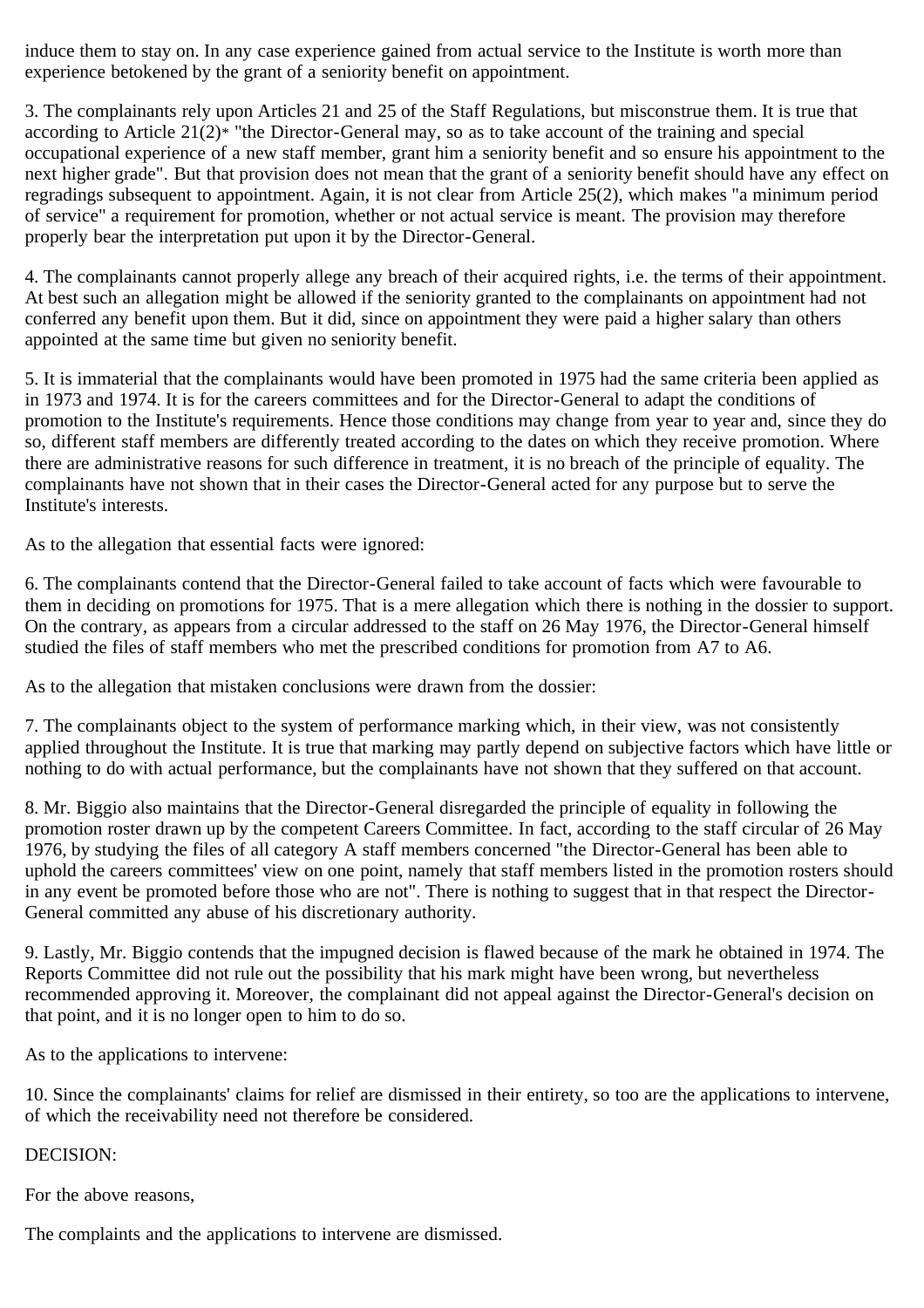induce them to stay on. In any case experience gained from actual service to the Institute is worth more than experience betokened by the grant of a seniority benefit on appointment.

3. The complainants rely upon Articles 21 and 25 of the Staff Regulations, but misconstrue them. It is true that according to Article 21(2)* "the Director-General may, so as to take account of the training and special occupational experience of a new staff member, grant him a seniority benefit and so ensure his appointment to the next higher grade". But that provision does not mean that the grant of a seniority benefit should have any effect on regradings subsequent to appointment. Again, it is not clear from Article 25(2), which makes "a minimum period of service" a requirement for promotion, whether or not actual service is meant. The provision may therefore properly bear the interpretation put upon it by the Director-General.

4. The complainants cannot properly allege any breach of their acquired rights, i.e. the terms of their appointment. At best such an allegation might be allowed if the seniority granted to the complainants on appointment had not conferred any benefit upon them. But it did, since on appointment they were paid a higher salary than others appointed at the same time but given no seniority benefit.

5. It is immaterial that the complainants would have been promoted in 1975 had the same criteria been applied as in 1973 and 1974. It is for the careers committees and for the Director-General to adapt the conditions of promotion to the Institute's requirements. Hence those conditions may change from year to year and, since they do so, different staff members are differently treated according to the dates on which they receive promotion. Where there are administrative reasons for such difference in treatment, it is no breach of the principle of equality. The complainants have not shown that in their cases the Director-General acted for any purpose but to serve the Institute's interests.

As to the allegation that essential facts were ignored:

6. The complainants contend that the Director-General failed to take account of facts which were favourable to them in deciding on promotions for 1975. That is a mere allegation which there is nothing in the dossier to support. On the contrary, as appears from a circular addressed to the staff on 26 May 1976, the Director-General himself studied the files of staff members who met the prescribed conditions for promotion from A7 to A6.

As to the allegation that mistaken conclusions were drawn from the dossier:

7. The complainants object to the system of performance marking which, in their view, was not consistently applied throughout the Institute. It is true that marking may partly depend on subjective factors which have little or nothing to do with actual performance, but the complainants have not shown that they suffered on that account.

8. Mr. Biggio also maintains that the Director-General disregarded the principle of equality in following the promotion roster drawn up by the competent Careers Committee. In fact, according to the staff circular of 26 May 1976, by studying the files of all category A staff members concerned "the Director-General has been able to uphold the careers committees' view on one point, namely that staff members listed in the promotion rosters should in any event be promoted before those who are not". There is nothing to suggest that in that respect the Director-General committed any abuse of his discretionary authority.

9. Lastly, Mr. Biggio contends that the impugned decision is flawed because of the mark he obtained in 1974. The Reports Committee did not rule out the possibility that his mark might have been wrong, but nevertheless recommended approving it. Moreover, the complainant did not appeal against the Director-General's decision on that point, and it is no longer open to him to do so.

As to the applications to intervene:

10. Since the complainants' claims for relief are dismissed in their entirety, so too are the applications to intervene, of which the receivability need not therefore be considered.

DECISION:

For the above reasons,

The complaints and the applications to intervene are dismissed.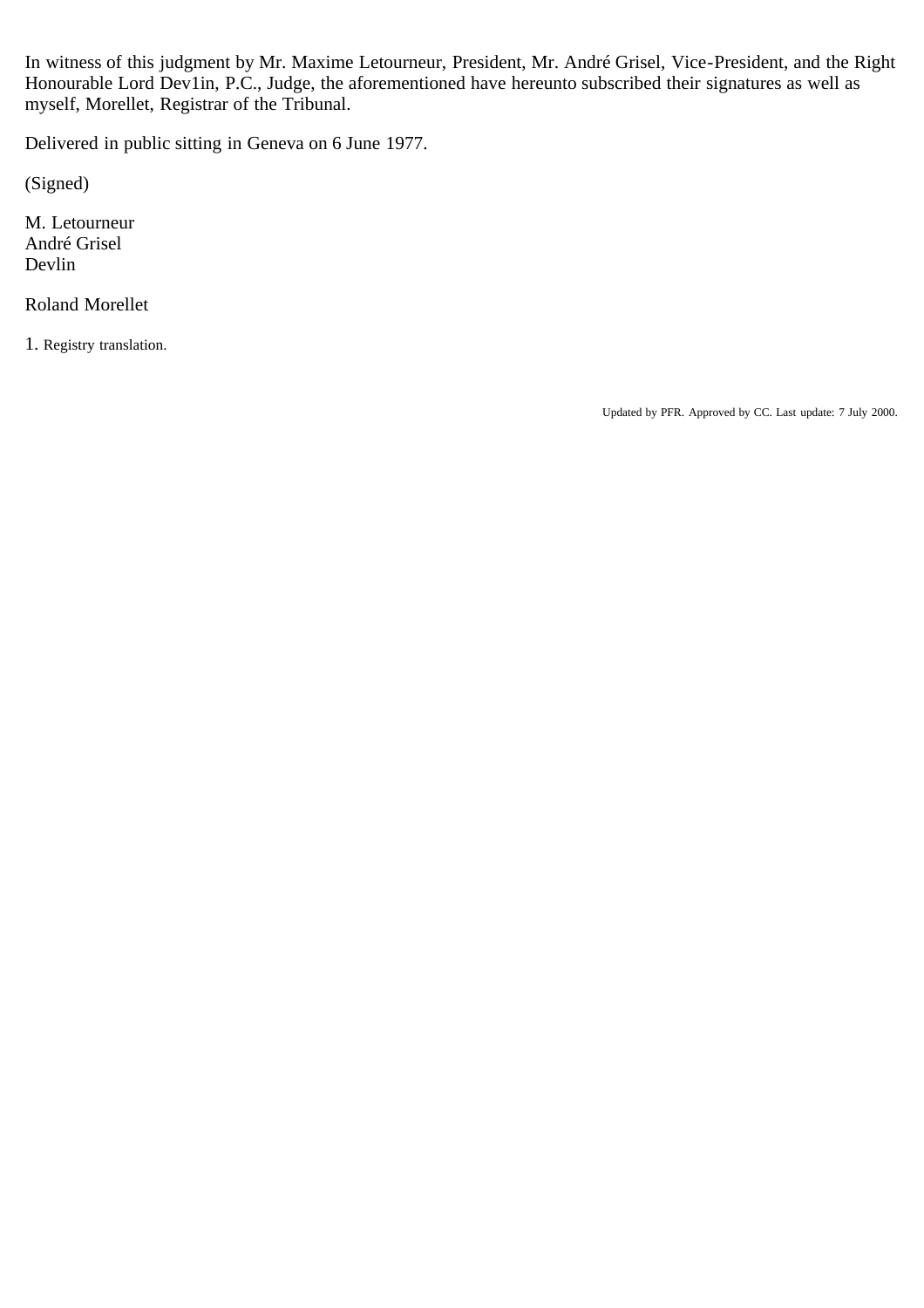In witness of this judgment by Mr. Maxime Letourneur, President, Mr. André Grisel, Vice-President, and the Right Honourable Lord Dev1in, P.C., Judge, the aforementioned have hereunto subscribed their signatures as well as myself, Morellet, Registrar of the Tribunal.

Delivered in public sitting in Geneva on 6 June 1977.

(Signed)

M. Letourneur
André Grisel
Devlin

Roland Morellet

1. Registry translation.

Updated by PFR. Approved by CC. Last update: 7 July 2000.